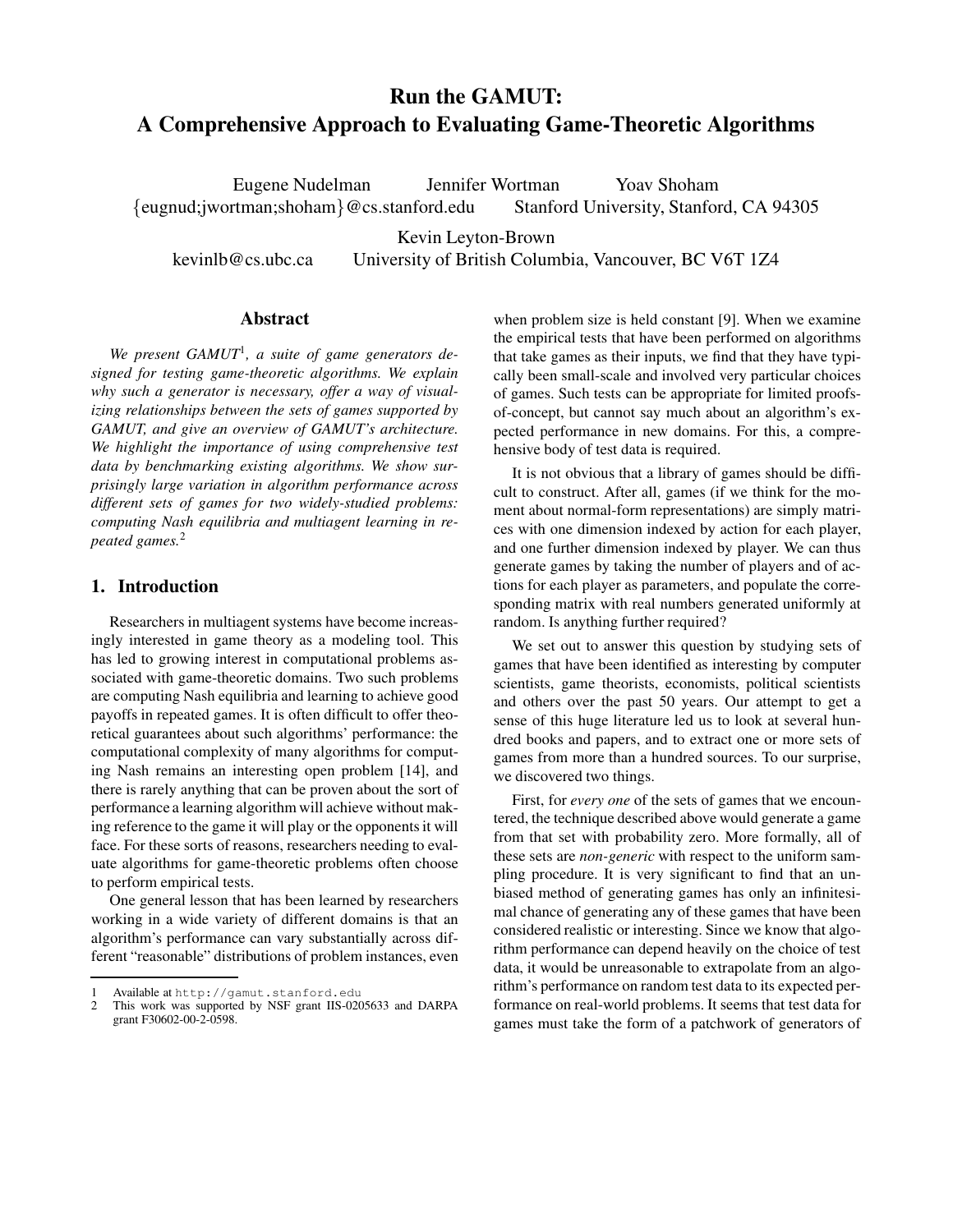# Run the GAMUT: A Comprehensive Approach to Evaluating Game-Theoretic Algorithms

Eugene Nudelman Jennifer Wortman Yoav Shoham
{eugnud;jwortman;shoham}@cs.stanford.edu Stanford University, Stanford, CA 94305

Kevin Leyton-Brown
kevinlb@cs.ubc.ca University of British Columbia, Vancouver, BC V6T 1Z4

## Abstract

*We present GAMUT[1], a suite of game generators designed for testing game-theoretic algorithms. We explain why such a generator is necessary, offer a way of visualizing relationships between the sets of games supported by GAMUT, and give an overview of GAMUT's architecture. We highlight the importance of using comprehensive test data by benchmarking existing algorithms. We show surprisingly large variation in algorithm performance across different sets of games for two widely-studied problems: computing Nash equilibria and multiagent learning in repeated games.[2]*

## 1. Introduction

Researchers in multiagent systems have become increasingly interested in game theory as a modeling tool. This has led to growing interest in computational problems associated with game-theoretic domains. Two such problems are computing Nash equilibria and learning to achieve good payoffs in repeated games. It is often difficult to offer theoretical guarantees about such algorithms' performance: the computational complexity of many algorithms for computing Nash remains an interesting open problem [14], and there is rarely anything that can be proven about the sort of performance a learning algorithm will achieve without making reference to the game it will play or the opponents it will face. For these sorts of reasons, researchers needing to evaluate algorithms for game-theoretic problems often choose to perform empirical tests.

One general lesson that has been learned by researchers working in a wide variety of different domains is that an algorithm's performance can vary substantially across different "reasonable" distributions of problem instances, even when problem size is held constant [9]. When we examine the empirical tests that have been performed on algorithms that take games as their inputs, we find that they have typically been small-scale and involved very particular choices of games. Such tests can be appropriate for limited proofs-of-concept, but cannot say much about an algorithm's expected performance in new domains. For this, a comprehensive body of test data is required.

It is not obvious that a library of games should be difficult to construct. After all, games (if we think for the moment about normal-form representations) are simply matrices with one dimension indexed by action for each player, and one further dimension indexed by player. We can thus generate games by taking the number of players and of actions for each player as parameters, and populate the corresponding matrix with real numbers generated uniformly at random. Is anything further required?

We set out to answer this question by studying sets of games that have been identified as interesting by computer scientists, game theorists, economists, political scientists and others over the past 50 years. Our attempt to get a sense of this huge literature led us to look at several hundred books and papers, and to extract one or more sets of games from more than a hundred sources. To our surprise, we discovered two things.

First, for *every one* of the sets of games that we encountered, the technique described above would generate a game from that set with probability zero. More formally, all of these sets are *non-generic* with respect to the uniform sampling procedure. It is very significant to find that an unbiased method of generating games has only an infinitesimal chance of generating any of these games that have been considered realistic or interesting. Since we know that algorithm performance can depend heavily on the choice of test data, it would be unreasonable to extrapolate from an algorithm's performance on random test data to its expected performance on real-world problems. It seems that test data for games must take the form of a patchwork of generators of

---

1 Available at http://gamut.stanford.edu

2 This work was supported by NSF grant IIS-0205633 and DARPA grant F30602-00-2-0598.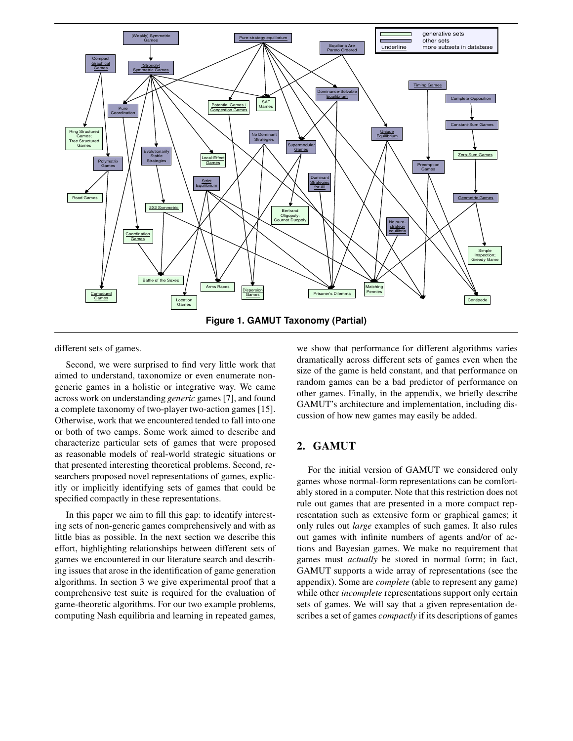generative sets
other sets
underline more subsets in database

(Weakly) Symmetric Games
Pure-strategy equilibrium
Equilibria Are Pareto Ordered
Compact Graphical Games
(Strongly) Symmetric Games
Timing Games
Dominance-Solvable Equilibrium
Complete Opposition
Pure Coordination
Potential Games / Congestion Games
SAT Games
Constant-Sum Games
Ring Structured Games; Tree Structured Games
No Dominant Strategies
Unique Equilibrium
Supermodular Games
Zero-Sum Games
Evolutionarily Stable Strategies
Local-Effect Games
Polymatrix Games
Preemption Games
Dominant Strategies for All
Strict Equilibrium
Road Games
Geometric Games
2X2 Symmetric
Bertrand Oligopoly; Cournot Duopoly
No pure-strategy equilibria
Coordination Games
Simple Inspection; Greedy Game
Battle of the Sexes
Arms Races
Matching Pennies
Compound Games
Dispersion Games
Prisoner's Dilemma
Location Games
Centipede

**Figure 1. GAMUT Taxonomy (Partial)**

different sets of games.

Second, we were surprised to find very little work that aimed to understand, taxonomize or even enumerate non-generic games in a holistic or integrative way. We came across work on understanding *generic* games [7], and found a complete taxonomy of two-player two-action games [15]. Otherwise, work that we encountered tended to fall into one or both of two camps. Some work aimed to describe and characterize particular sets of games that were proposed as reasonable models of real-world strategic situations or that presented interesting theoretical problems. Second, researchers proposed novel representations of games, explicitly or implicitly identifying sets of games that could be specified compactly in these representations.

In this paper we aim to fill this gap: to identify interesting sets of non-generic games comprehensively and with as little bias as possible. In the next section we describe this effort, highlighting relationships between different sets of games we encountered in our literature search and describing issues that arose in the identification of game generation algorithms. In section 3 we give experimental proof that a comprehensive test suite is required for the evaluation of game-theoretic algorithms. For our two example problems, computing Nash equilibria and learning in repeated games, we show that performance for different algorithms varies dramatically across different sets of games even when the size of the game is held constant, and that performance on random games can be a bad predictor of performance on other games. Finally, in the appendix, we briefly describe GAMUT's architecture and implementation, including discussion of how new games may easily be added.

## 2. GAMUT

For the initial version of GAMUT we considered only games whose normal-form representations can be comfortably stored in a computer. Note that this restriction does not rule out games that are presented in a more compact representation such as extensive form or graphical games; it only rules out *large* examples of such games. It also rules out games with infinite numbers of agents and/or of actions and Bayesian games. We make no requirement that games must *actually* be stored in normal form; in fact, GAMUT supports a wide array of representations (see the appendix). Some are *complete* (able to represent any game) while other *incomplete* representations support only certain sets of games. We will say that a given representation describes a set of games *compactly* if its descriptions of games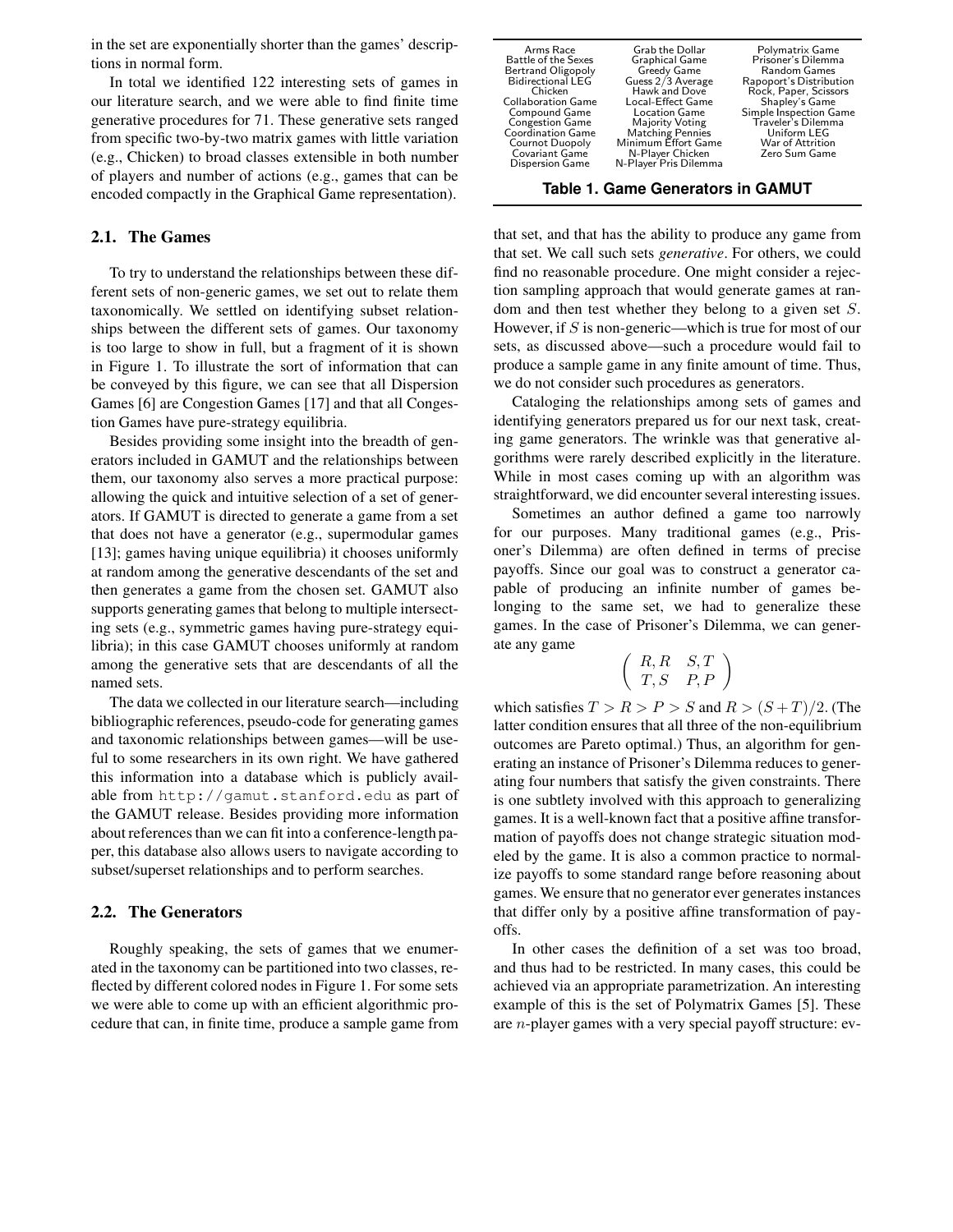in the set are exponentially shorter than the games' descriptions in normal form.

In total we identified 122 interesting sets of games in our literature search, and we were able to find finite time generative procedures for 71. These generative sets ranged from specific two-by-two matrix games with little variation (e.g., Chicken) to broad classes extensible in both number of players and number of actions (e.g., games that can be encoded compactly in the Graphical Game representation).

## 2.1. The Games

To try to understand the relationships between these different sets of non-generic games, we set out to relate them taxonomically. We settled on identifying subset relationships between the different sets of games. Our taxonomy is too large to show in full, but a fragment of it is shown in Figure 1. To illustrate the sort of information that can be conveyed by this figure, we can see that all Dispersion Games [6] are Congestion Games [17] and that all Congestion Games have pure-strategy equilibria.

Besides providing some insight into the breadth of generators included in GAMUT and the relationships between them, our taxonomy also serves a more practical purpose: allowing the quick and intuitive selection of a set of generators. If GAMUT is directed to generate a game from a set that does not have a generator (e.g., supermodular games [13]; games having unique equilibria) it chooses uniformly at random among the generative descendants of the set and then generates a game from the chosen set. GAMUT also supports generating games that belong to multiple intersecting sets (e.g., symmetric games having pure-strategy equilibria); in this case GAMUT chooses uniformly at random among the generative sets that are descendants of all the named sets.

The data we collected in our literature search—including bibliographic references, pseudo-code for generating games and taxonomic relationships between games—will be useful to some researchers in its own right. We have gathered this information into a database which is publicly available from http://gamut.stanford.edu as part of the GAMUT release. Besides providing more information about references than we can fit into a conference-length paper, this database also allows users to navigate according to subset/superset relationships and to perform searches.

## 2.2. The Generators

Roughly speaking, the sets of games that we enumerated in the taxonomy can be partitioned into two classes, reflected by different colored nodes in Figure 1. For some sets we were able to come up with an efficient algorithmic procedure that can, in finite time, produce a sample game from that set, and that has the ability to produce any game from that set. We call such sets *generative*. For others, we could find no reasonable procedure. One might consider a rejection sampling approach that would generate games at random and then test whether they belong to a given set $S$. However, if $S$ is non-generic—which is true for most of our sets, as discussed above—such a procedure would fail to produce a sample game in any finite amount of time. Thus, we do not consider such procedures as generators.

| | | |
|---|---|---|
| Arms Race | Grab the Dollar | Polymatrix Game |
| Battle of the Sexes | Graphical Game | Prisoner's Dilemma |
| Bertrand Oligopoly | Greedy Game | Random Games |
| Bidirectional LEG | Guess 2/3 Average | Rapoport's Distribution |
| Chicken | Hawk and Dove | Rock, Paper, Scissors |
| Collaboration Game | Local-Effect Game | Shapley's Game |
| Compound Game | Location Game | Simple Inspection Game |
| Congestion Game | Majority Voting | Traveler's Dilemma |
| Coordination Game | Matching Pennies | Uniform LEG |
| Cournot Duopoly | Minimum Effort Game | War of Attrition |
| Covariant Game | N-Player Chicken | Zero Sum Game |
| Dispersion Game | N-Player Pris Dilemma | |

**Table 1. Game Generators in GAMUT**

Cataloging the relationships among sets of games and identifying generators prepared us for our next task, creating game generators. The wrinkle was that generative algorithms were rarely described explicitly in the literature. While in most cases coming up with an algorithm was straightforward, we did encounter several interesting issues.

Sometimes an author defined a game too narrowly for our purposes. Many traditional games (e.g., Prisoner's Dilemma) are often defined in terms of precise payoffs. Since our goal was to construct a generator capable of producing an infinite number of games belonging to the same set, we had to generalize these games. In the case of Prisoner's Dilemma, we can generate any game

$$\begin{pmatrix} R, R & S, T \\ T, S & P, P \end{pmatrix}$$

which satisfies $T > R > P > S$ and $R > (S + T)/2$. (The latter condition ensures that all three of the non-equilibrium outcomes are Pareto optimal.) Thus, an algorithm for generating an instance of Prisoner's Dilemma reduces to generating four numbers that satisfy the given constraints. There is one subtlety involved with this approach to generalizing games. It is a well-known fact that a positive affine transformation of payoffs does not change strategic situation modeled by the game. It is also a common practice to normalize payoffs to some standard range before reasoning about games. We ensure that no generator ever generates instances that differ only by a positive affine transformation of payoffs.

In other cases the definition of a set was too broad, and thus had to be restricted. In many cases, this could be achieved via an appropriate parametrization. An interesting example of this is the set of Polymatrix Games [5]. These are $n$-player games with a very special payoff structure: ev-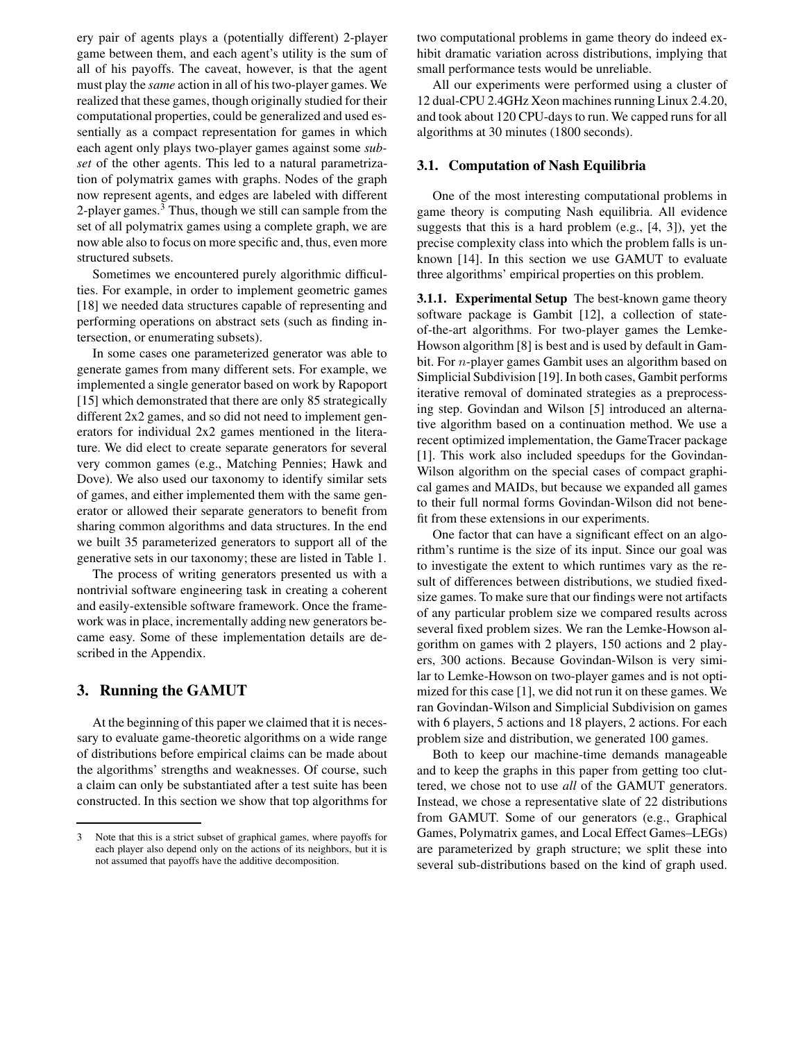ery pair of agents plays a (potentially different) 2-player game between them, and each agent's utility is the sum of all of his payoffs. The caveat, however, is that the agent must play the *same* action in all of his two-player games. We realized that these games, though originally studied for their computational properties, could be generalized and used essentially as a compact representation for games in which each agent only plays two-player games against some *subset* of the other agents. This led to a natural parametrization of polymatrix games with graphs. Nodes of the graph now represent agents, and edges are labeled with different 2-player games.[3] Thus, though we still can sample from the set of all polymatrix games using a complete graph, we are now able also to focus on more specific and, thus, even more structured subsets.

Sometimes we encountered purely algorithmic difficulties. For example, in order to implement geometric games [18] we needed data structures capable of representing and performing operations on abstract sets (such as finding intersection, or enumerating subsets).

In some cases one parameterized generator was able to generate games from many different sets. For example, we implemented a single generator based on work by Rapoport [15] which demonstrated that there are only 85 strategically different 2x2 games, and so did not need to implement generators for individual 2x2 games mentioned in the literature. We did elect to create separate generators for several very common games (e.g., Matching Pennies; Hawk and Dove). We also used our taxonomy to identify similar sets of games, and either implemented them with the same generator or allowed their separate generators to benefit from sharing common algorithms and data structures. In the end we built 35 parameterized generators to support all of the generative sets in our taxonomy; these are listed in Table 1.

The process of writing generators presented us with a nontrivial software engineering task in creating a coherent and easily-extensible software framework. Once the framework was in place, incrementally adding new generators became easy. Some of these implementation details are described in the Appendix.

## 3. Running the GAMUT

At the beginning of this paper we claimed that it is necessary to evaluate game-theoretic algorithms on a wide range of distributions before empirical claims can be made about the algorithms' strengths and weaknesses. Of course, such a claim can only be substantiated after a test suite has been constructed. In this section we show that top algorithms for two computational problems in game theory do indeed exhibit dramatic variation across distributions, implying that small performance tests would be unreliable.

All our experiments were performed using a cluster of 12 dual-CPU 2.4GHz Xeon machines running Linux 2.4.20, and took about 120 CPU-days to run. We capped runs for all algorithms at 30 minutes (1800 seconds).

### 3.1. Computation of Nash Equilibria

One of the most interesting computational problems in game theory is computing Nash equilibria. All evidence suggests that this is a hard problem (e.g., [4, 3]), yet the precise complexity class into which the problem falls is unknown [14]. In this section we use GAMUT to evaluate three algorithms' empirical properties on this problem.

**3.1.1. Experimental Setup** The best-known game theory software package is Gambit [12], a collection of state-of-the-art algorithms. For two-player games the Lemke-Howson algorithm [8] is best and is used by default in Gambit. For $n$-player games Gambit uses an algorithm based on Simplicial Subdivision [19]. In both cases, Gambit performs iterative removal of dominated strategies as a preprocessing step. Govindan and Wilson [5] introduced an alternative algorithm based on a continuation method. We use a recent optimized implementation, the GameTracer package [1]. This work also included speedups for the Govindan-Wilson algorithm on the special cases of compact graphical games and MAIDs, but because we expanded all games to their full normal forms Govindan-Wilson did not benefit from these extensions in our experiments.

One factor that can have a significant effect on an algorithm's runtime is the size of its input. Since our goal was to investigate the extent to which runtimes vary as the result of differences between distributions, we studied fixed-size games. To make sure that our findings were not artifacts of any particular problem size we compared results across several fixed problem sizes. We ran the Lemke-Howson algorithm on games with 2 players, 150 actions and 2 players, 300 actions. Because Govindan-Wilson is very similar to Lemke-Howson on two-player games and is not optimized for this case [1], we did not run it on these games. We ran Govindan-Wilson and Simplicial Subdivision on games with 6 players, 5 actions and 18 players, 2 actions. For each problem size and distribution, we generated 100 games.

Both to keep our machine-time demands manageable and to keep the graphs in this paper from getting too cluttered, we chose not to use *all* of the GAMUT generators. Instead, we chose a representative slate of 22 distributions from GAMUT. Some of our generators (e.g., Graphical Games, Polymatrix games, and Local Effect Games–LEGs) are parameterized by graph structure; we split these into several sub-distributions based on the kind of graph used.

---

3 Note that this is a strict subset of graphical games, where payoffs for each player also depend only on the actions of its neighbors, but it is not assumed that payoffs have the additive decomposition.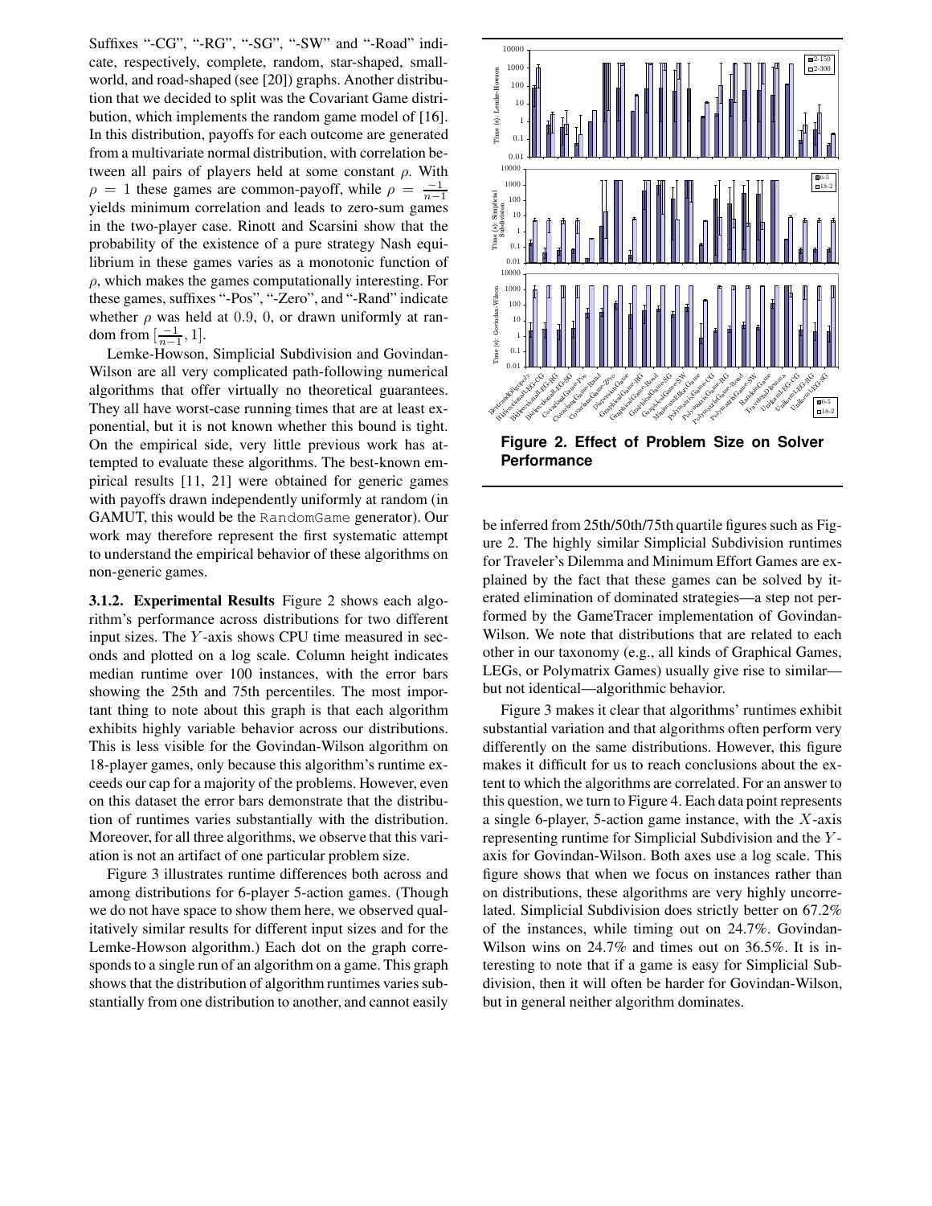Suffixes "-CG", "-RG", "-SG", "-SW" and "-Road" indicate, respectively, complete, random, star-shaped, small-world, and road-shaped (see [20]) graphs. Another distribution that we decided to split was the Covariant Game distribution, which implements the random game model of [16]. In this distribution, payoffs for each outcome are generated from a multivariate normal distribution, with correlation between all pairs of players held at some constant $\rho$. With $\rho = 1$ these games are common-payoff, while $\rho = \frac{-1}{n-1}$ yields minimum correlation and leads to zero-sum games in the two-player case. Rinott and Scarsini show that the probability of the existence of a pure strategy Nash equilibrium in these games varies as a monotonic function of $\rho$, which makes the games computationally interesting. For these games, suffixes "-Pos", "-Zero", and "-Rand" indicate whether $\rho$ was held at 0.9, 0, or drawn uniformly at random from $[\frac{-1}{n-1}, 1]$.

Lemke-Howson, Simplicial Subdivision and Govindan-Wilson are all very complicated path-following numerical algorithms that offer virtually no theoretical guarantees. They all have worst-case running times that are at least exponential, but it is not known whether this bound is tight. On the empirical side, very little previous work has attempted to evaluate these algorithms. The best-known empirical results [11, 21] were obtained for generic games with payoffs drawn independently uniformly at random (in GAMUT, this would be the RandomGame generator). Our work may therefore represent the first systematic attempt to understand the empirical behavior of these algorithms on non-generic games.

**3.1.2. Experimental Results** Figure 2 shows each algorithm's performance across distributions for two different input sizes. The $Y$-axis shows CPU time measured in seconds and plotted on a log scale. Column height indicates median runtime over 100 instances, with the error bars showing the 25th and 75th percentiles. The most important thing to note about this graph is that each algorithm exhibits highly variable behavior across our distributions. This is less visible for the Govindan-Wilson algorithm on 18-player games, only because this algorithm's runtime exceeds our cap for a majority of the problems. However, even on this dataset the error bars demonstrate that the distribution of runtimes varies substantially with the distribution. Moreover, for all three algorithms, we observe that this variation is not an artifact of one particular problem size.

Figure 3 illustrates runtime differences both across and among distributions for 6-player 5-action games. (Though we do not have space to show them here, we observed qualitatively similar results for different input sizes and for the Lemke-Howson algorithm.) Each dot on the graph corresponds to a single run of an algorithm on a game. This graph shows that the distribution of algorithm runtimes varies substantially from one distribution to another, and cannot easily be inferred from 25th/50th/75th quartile figures such as Figure 2. The highly similar Simplicial Subdivision runtimes for Traveler's Dilemma and Minimum Effort Games are explained by the fact that these games can be solved by iterated elimination of dominated strategies—a step not performed by the GameTracer implementation of Govindan-Wilson. We note that distributions that are related to each other in our taxonomy (e.g., all kinds of Graphical Games, LEGs, or Polymatrix Games) usually give rise to similar—but not identical—algorithmic behavior.

Time (s): Lemke-Howson
10000
1000
100
10
1
0.1
0.01
2-150
2-300

Time (s): Simplicial Subdivision
10000
1000
100
10
1
0.1
0.01
6-5
18-2

Time (s): Govindan-Wilson
10000
1000
100
10
1
0.1
0.01
6-5
18-2

BertrandOligopoly
BidirectionalLEG-CG
BidirectionalLEG-RG
BidirectionalLEG-SG
CovariantGame-Pos
CovariantGame-Rand
CovariantGame-Zero
DispersionGame
GraphicalGame-RG
GraphicalGame-Road
GraphicalGame-SG
GraphicalGame-SW
MinimumEffortGame
PolymatrixGame-CG
PolymatrixGame-RG
PolymatrixGame-Road
PolymatrixGame-SW
RandomGame
TravelersDilemma
UniformLEG-CG
UniformLEG-RG
UniformLEG-SG

**Figure 2. Effect of Problem Size on Solver Performance**

Figure 3 makes it clear that algorithms' runtimes exhibit substantial variation and that algorithms often perform very differently on the same distributions. However, this figure makes it difficult for us to reach conclusions about the extent to which the algorithms are correlated. For an answer to this question, we turn to Figure 4. Each data point represents a single 6-player, 5-action game instance, with the $X$-axis representing runtime for Simplicial Subdivision and the $Y$-axis for Govindan-Wilson. Both axes use a log scale. This figure shows that when we focus on instances rather than on distributions, these algorithms are very highly uncorrelated. Simplicial Subdivision does strictly better on 67.2% of the instances, while timing out on 24.7%. Govindan-Wilson wins on 24.7% and times out on 36.5%. It is interesting to note that if a game is easy for Simplicial Subdivision, then it will often be harder for Govindan-Wilson, but in general neither algorithm dominates.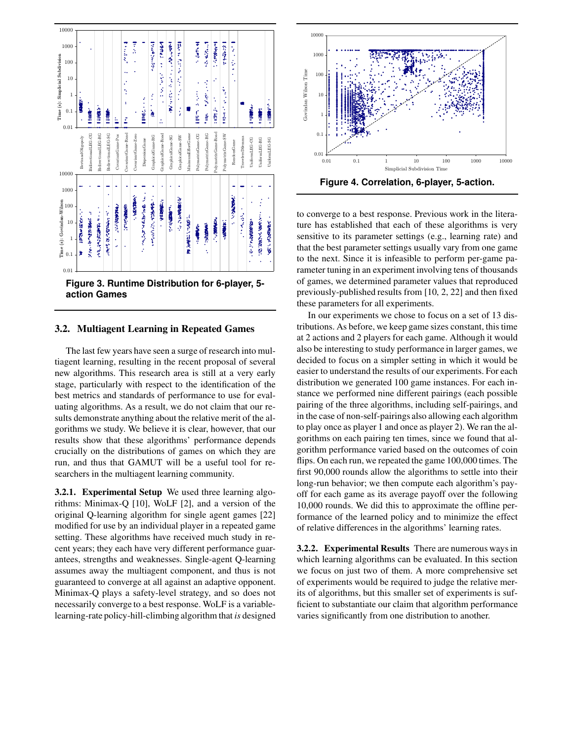10000

1000

100

10

1

0.1

0.01

Time (s): Simplicial Subdivision

BertrandOligopoly

BidirectionalLEG-CG

BidirectionalLEG-RG

BidirectionalLEG-SG

CovariantGame-Pos

CovariantGame-Rand

CovariantGame-Zero

DispersionGame

GraphicalGame-RG

GraphicalGame-Road

GraphicalGame-SG

GraphicalGame-SW

MinimumEffortGame

PolymatrixGame-CG

PolymatrixGame-RG

PolymatrixGame-Road

PolymatrixGame-SW

RandomGame

TravelersDilemma

UniformLEG-CG

UniformLEG-RG

UniformLEG-SG

10000

1000

100

10

1

0.1

0.01

Time (s): Govindan-Wilson

**Figure 3. Runtime Distribution for 6-player, 5-action Games**

10000

1000

100

10

1

0.1

0.01

Govindan Wilson Time

0.01 0.1 1 10 100 1000 10000

Simplicial Subdivision Time

**Figure 4. Correlation, 6-player, 5-action.**

### 3.2. Multiagent Learning in Repeated Games

The last few years have seen a surge of research into multiagent learning, resulting in the recent proposal of several new algorithms. This research area is still at a very early stage, particularly with respect to the identification of the best metrics and standards of performance to use for evaluating algorithms. As a result, we do not claim that our results demonstrate anything about the relative merit of the algorithms we study. We believe it is clear, however, that our results show that these algorithms' performance depends crucially on the distributions of games on which they are run, and thus that GAMUT will be a useful tool for researchers in the multiagent learning community.

**3.2.1. Experimental Setup** We used three learning algorithms: Minimax-Q [10], WoLF [2], and a version of the original Q-learning algorithm for single agent games [22] modified for use by an individual player in a repeated game setting. These algorithms have received much study in recent years; they each have very different performance guarantees, strengths and weaknesses. Single-agent Q-learning assumes away the multiagent component, and thus is not guaranteed to converge at all against an adaptive opponent. Minimax-Q plays a safety-level strategy, and so does not necessarily converge to a best response. WoLF is a variable-learning-rate policy-hill-climbing algorithm that *is* designed to converge to a best response. Previous work in the literature has established that each of these algorithms is very sensitive to its parameter settings (e.g., learning rate) and that the best parameter settings usually vary from one game to the next. Since it is infeasible to perform per-game parameter tuning in an experiment involving tens of thousands of games, we determined parameter values that reproduced previously-published results from [10, 2, 22] and then fixed these parameters for all experiments.

In our experiments we chose to focus on a set of 13 distributions. As before, we keep game sizes constant, this time at 2 actions and 2 players for each game. Although it would also be interesting to study performance in larger games, we decided to focus on a simpler setting in which it would be easier to understand the results of our experiments. For each distribution we generated 100 game instances. For each instance we performed nine different pairings (each possible pairing of the three algorithms, including self-pairings, and in the case of non-self-pairings also allowing each algorithm to play once as player 1 and once as player 2). We ran the algorithms on each pairing ten times, since we found that algorithm performance varied based on the outcomes of coin flips. On each run, we repeated the game 100,000 times. The first 90,000 rounds allow the algorithms to settle into their long-run behavior; we then compute each algorithm's payoff for each game as its average payoff over the following 10,000 rounds. We did this to approximate the offline performance of the learned policy and to minimize the effect of relative differences in the algorithms' learning rates.

**3.2.2. Experimental Results** There are numerous ways in which learning algorithms can be evaluated. In this section we focus on just two of them. A more comprehensive set of experiments would be required to judge the relative merits of algorithms, but this smaller set of experiments is sufficient to substantiate our claim that algorithm performance varies significantly from one distribution to another.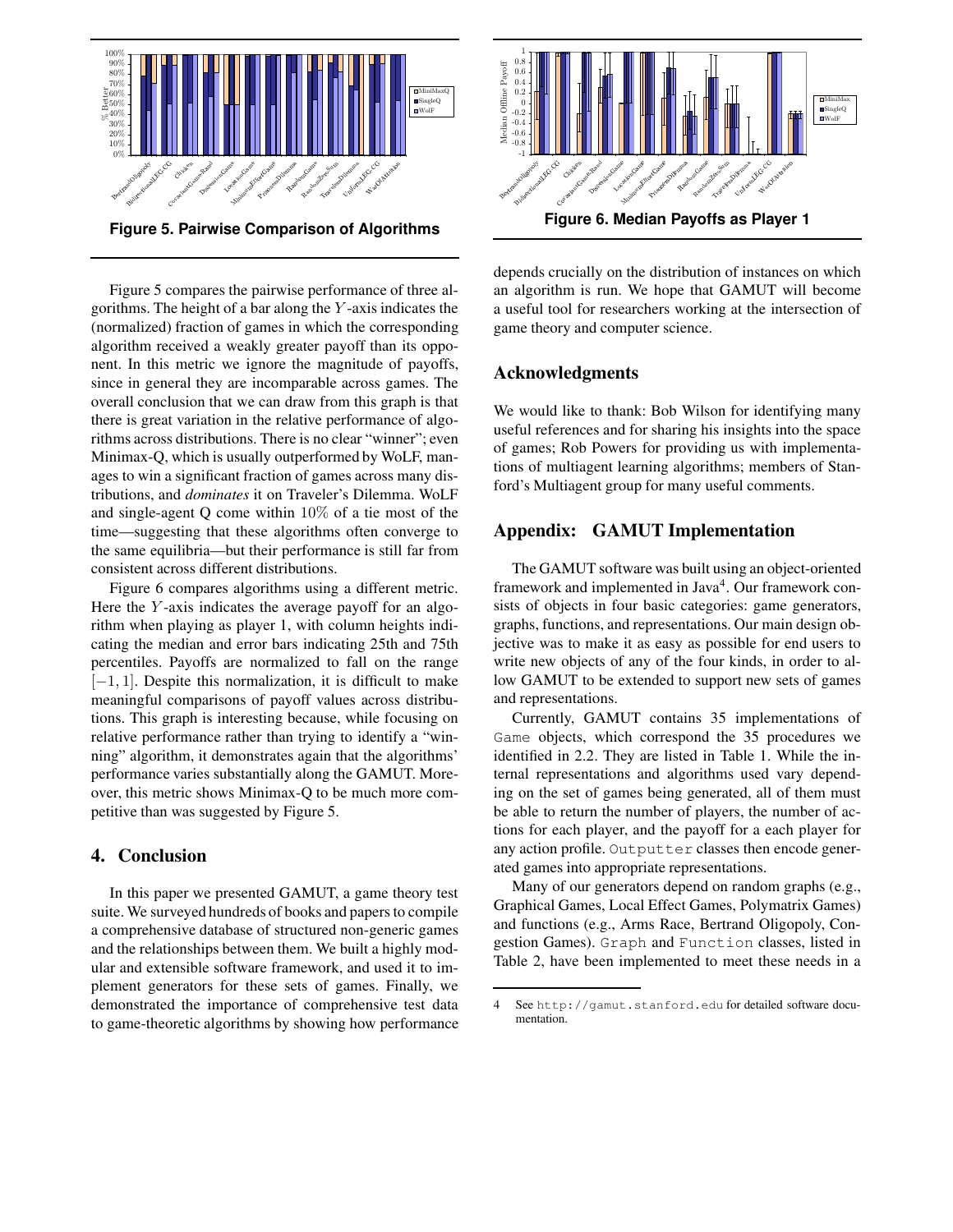100%
90%
80%
70%
60%
50%
40%
30%
20%
10%
0%

% Better

MiniMaxQ
SingleQ
WoLF

BertrandOligopoly
BidirectionalLEG CG
Chicken
CovariantGameRand
DispersionGame
LocationGame
MinimumEffortGame
PrisonersDilemma
RandomGame
RandomZeroSum
TravelersDilemma
UniformLEG CG
WarOfAttrition

**Figure 5. Pairwise Comparison of Algorithms**

1
0.8
0.6
0.4
0.2
0
-0.2
-0.4
-0.6
-0.8
-1

Median Offline Payoff

MiniMax
SingleQ
WolF

BertrandOligopoly
BidirectionalLEG CG
Chicken
CovariantGameRand
DispersionGame
LocationGame
MinimumEffortGame
PrisonersDilemma
RandomGame
RandomZeroSum
TravelersDilemma
UniformLEG CG
WarOfAttrition

**Figure 6. Median Payoffs as Player 1**

Figure 5 compares the pairwise performance of three algorithms. The height of a bar along the $Y$-axis indicates the (normalized) fraction of games in which the corresponding algorithm received a weakly greater payoff than its opponent. In this metric we ignore the magnitude of payoffs, since in general they are incomparable across games. The overall conclusion that we can draw from this graph is that there is great variation in the relative performance of algorithms across distributions. There is no clear "winner"; even Minimax-Q, which is usually outperformed by WoLF, manages to win a significant fraction of games across many distributions, and *dominates* it on Traveler's Dilemma. WoLF and single-agent Q come within 10% of a tie most of the time—suggesting that these algorithms often converge to the same equilibria—but their performance is still far from consistent across different distributions.

Figure 6 compares algorithms using a different metric. Here the $Y$-axis indicates the average payoff for an algorithm when playing as player 1, with column heights indicating the median and error bars indicating 25th and 75th percentiles. Payoffs are normalized to fall on the range $[-1, 1]$. Despite this normalization, it is difficult to make meaningful comparisons of payoff values across distributions. This graph is interesting because, while focusing on relative performance rather than trying to identify a "winning" algorithm, it demonstrates again that the algorithms' performance varies substantially along the GAMUT. Moreover, this metric shows Minimax-Q to be much more competitive than was suggested by Figure 5.

## 4. Conclusion

In this paper we presented GAMUT, a game theory test suite. We surveyed hundreds of books and papers to compile a comprehensive database of structured non-generic games and the relationships between them. We built a highly modular and extensible software framework, and used it to implement generators for these sets of games. Finally, we demonstrated the importance of comprehensive test data to game-theoretic algorithms by showing how performance depends crucially on the distribution of instances on which an algorithm is run. We hope that GAMUT will become a useful tool for researchers working at the intersection of game theory and computer science.

## Acknowledgments

We would like to thank: Bob Wilson for identifying many useful references and for sharing his insights into the space of games; Rob Powers for providing us with implementations of multiagent learning algorithms; members of Stanford's Multiagent group for many useful comments.

## Appendix: GAMUT Implementation

The GAMUT software was built using an object-oriented framework and implemented in Java[4]. Our framework consists of objects in four basic categories: game generators, graphs, functions, and representations. Our main design objective was to make it as easy as possible for end users to write new objects of any of the four kinds, in order to allow GAMUT to be extended to support new sets of games and representations.

Currently, GAMUT contains 35 implementations of `Game` objects, which correspond the 35 procedures we identified in 2.2. They are listed in Table 1. While the internal representations and algorithms used vary depending on the set of games being generated, all of them must be able to return the number of players, the number of actions for each player, and the payoff for a each player for any action profile. `Outputter` classes then encode generated games into appropriate representations.

Many of our generators depend on random graphs (e.g., Graphical Games, Local Effect Games, Polymatrix Games) and functions (e.g., Arms Race, Bertrand Oligopoly, Congestion Games). `Graph` and `Function` classes, listed in Table 2, have been implemented to meet these needs in a

4 See `http://gamut.stanford.edu` for detailed software documentation.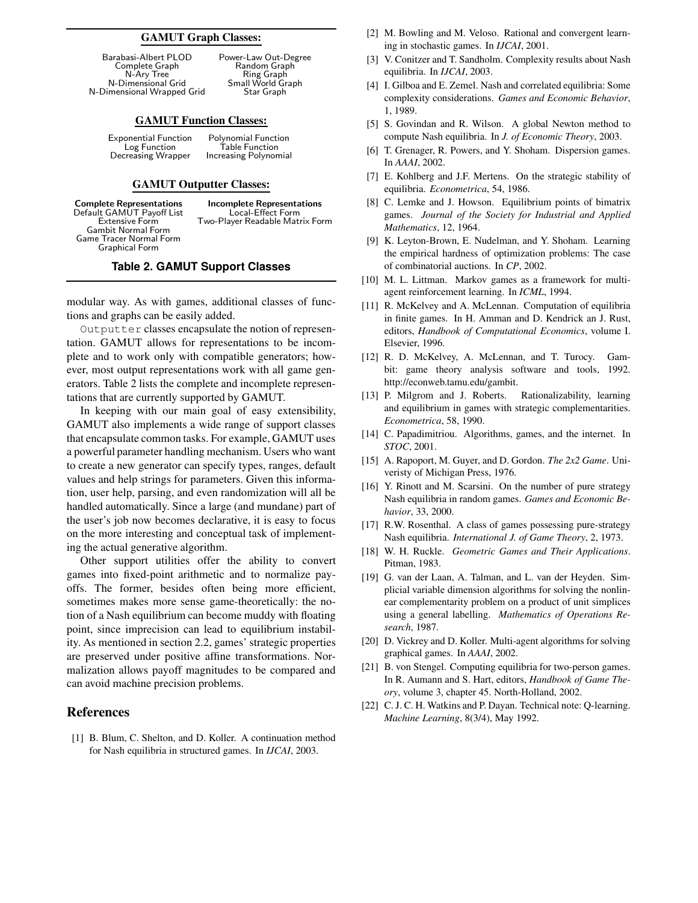**GAMUT Graph Classes:**

| | |
|---|---|
| Barabasi-Albert PLOD | Power-Law Out-Degree |
| Complete Graph | Random Graph |
| N-Ary Tree | Ring Graph |
| N-Dimensional Grid | Small World Graph |
| N-Dimensional Wrapped Grid | Star Graph |

**GAMUT Function Classes:**

| | |
|---|---|
| Exponential Function | Polynomial Function |
| Log Function | Table Function |
| Decreasing Wrapper | Increasing Polynomial |

**GAMUT Outputter Classes:**

| Complete Representations | Incomplete Representations |
|---|---|
| Default GAMUT Payoff List | Local-Effect Form |
| Extensive Form | Two-Player Readable Matrix Form |
| Gambit Normal Form | |
| Game Tracer Normal Form | |
| Graphical Form | |

**Table 2. GAMUT Support Classes**

modular way. As with games, additional classes of functions and graphs can be easily added.

`Outputter` classes encapsulate the notion of representation. GAMUT allows for representations to be incomplete and to work only with compatible generators; however, most output representations work with all game generators. Table 2 lists the complete and incomplete representations that are currently supported by GAMUT.

In keeping with our main goal of easy extensibility, GAMUT also implements a wide range of support classes that encapsulate common tasks. For example, GAMUT uses a powerful parameter handling mechanism. Users who want to create a new generator can specify types, ranges, default values and help strings for parameters. Given this information, user help, parsing, and even randomization will all be handled automatically. Since a large (and mundane) part of the user's job now becomes declarative, it is easy to focus on the more interesting and conceptual task of implementing the actual generative algorithm.

Other support utilities offer the ability to convert games into fixed-point arithmetic and to normalize payoffs. The former, besides often being more efficient, sometimes makes more sense game-theoretically: the notion of a Nash equilibrium can become muddy with floating point, since imprecision can lead to equilibrium instability. As mentioned in section 2.2, games' strategic properties are preserved under positive affine transformations. Normalization allows payoff magnitudes to be compared and can avoid machine precision problems.

## References

[1] B. Blum, C. Shelton, and D. Koller. A continuation method for Nash equilibria in structured games. In *IJCAI*, 2003.

[2] M. Bowling and M. Veloso. Rational and convergent learning in stochastic games. In *IJCAI*, 2001.

[3] V. Conitzer and T. Sandholm. Complexity results about Nash equilibria. In *IJCAI*, 2003.

[4] I. Gilboa and E. Zemel. Nash and correlated equilibria: Some complexity considerations. *Games and Economic Behavior*, 1, 1989.

[5] S. Govindan and R. Wilson. A global Newton method to compute Nash equilibria. In *J. of Economic Theory*, 2003.

[6] T. Grenager, R. Powers, and Y. Shoham. Dispersion games. In *AAAI*, 2002.

[7] E. Kohlberg and J.F. Mertens. On the strategic stability of equilibria. *Econometrica*, 54, 1986.

[8] C. Lemke and J. Howson. Equilibrium points of bimatrix games. *Journal of the Society for Industrial and Applied Mathematics*, 12, 1964.

[9] K. Leyton-Brown, E. Nudelman, and Y. Shoham. Learning the empirical hardness of optimization problems: The case of combinatorial auctions. In *CP*, 2002.

[10] M. L. Littman. Markov games as a framework for multi-agent reinforcement learning. In *ICML*, 1994.

[11] R. McKelvey and A. McLennan. Computation of equilibria in finite games. In H. Amman and D. Kendrick an J. Rust, editors, *Handbook of Computational Economics*, volume I. Elsevier, 1996.

[12] R. D. McKelvey, A. McLennan, and T. Turocy. Gambit: game theory analysis software and tools, 1992. http://econweb.tamu.edu/gambit.

[13] P. Milgrom and J. Roberts. Rationalizability, learning and equilibrium in games with strategic complementarities. *Econometrica*, 58, 1990.

[14] C. Papadimitriou. Algorithms, games, and the internet. In *STOC*, 2001.

[15] A. Rapoport, M. Guyer, and D. Gordon. *The 2x2 Game*. Univeristy of Michigan Press, 1976.

[16] Y. Rinott and M. Scarsini. On the number of pure strategy Nash equilibria in random games. *Games and Economic Behavior*, 33, 2000.

[17] R.W. Rosenthal. A class of games possessing pure-strategy Nash equilibria. *International J. of Game Theory*, 2, 1973.

[18] W. H. Ruckle. *Geometric Games and Their Applications*. Pitman, 1983.

[19] G. van der Laan, A. Talman, and L. van der Heyden. Simplicial variable dimension algorithms for solving the nonlinear complementarity problem on a product of unit simplices using a general labelling. *Mathematics of Operations Research*, 1987.

[20] D. Vickrey and D. Koller. Multi-agent algorithms for solving graphical games. In *AAAI*, 2002.

[21] B. von Stengel. Computing equilibria for two-person games. In R. Aumann and S. Hart, editors, *Handbook of Game Theory*, volume 3, chapter 45. North-Holland, 2002.

[22] C. J. C. H. Watkins and P. Dayan. Technical note: Q-learning. *Machine Learning*, 8(3/4), May 1992.